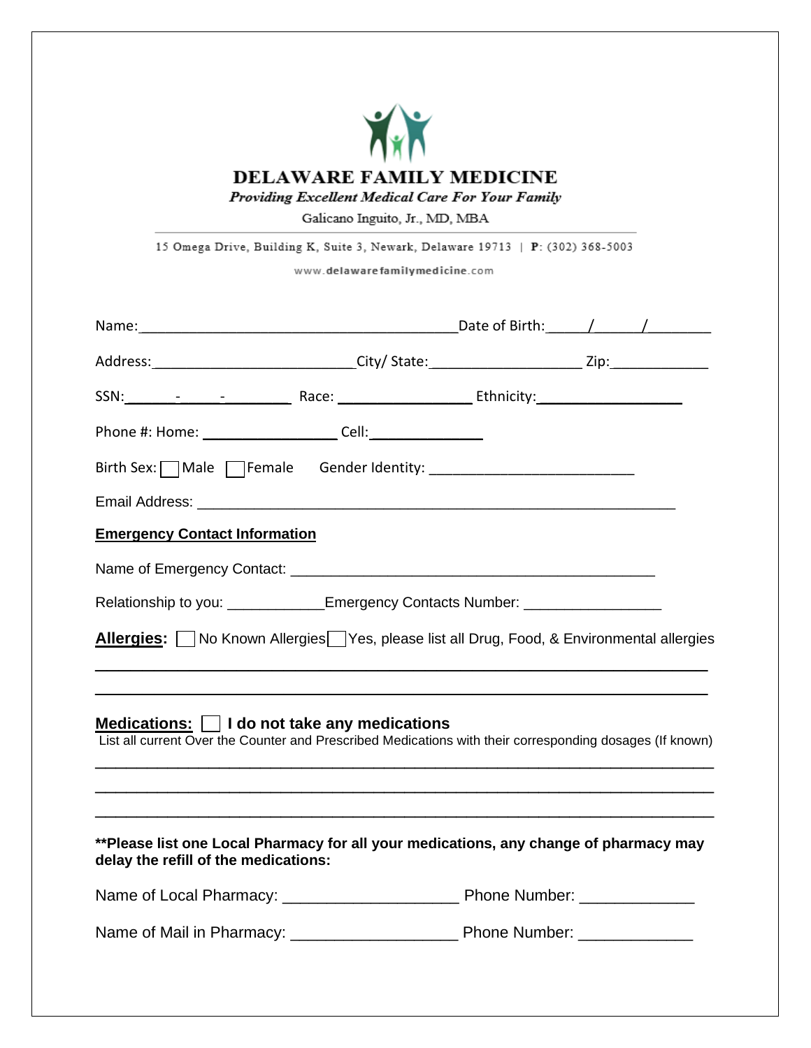# DELAWARE FAMILY MEDICINE

***Providing Excellent Medical Care For Your Family***

Galicano Inguito, Jr., MD, MBA

15 Omega Drive, Building K, Suite 3, Newark, Delaware 19713 | **P**: (302) 368-5003

www.**delawarefamilymedicine**.com

Name:_________________________________________Date of Birth:_____/______/________

Address:__________________________City/ State:___________________ Zip:____________

SSN:_______-______-_________ Race: _________________ Ethnicity:__________________

Phone #: Home: _________________ Cell:_______________

Birth Sex: ☐ Male ☐ Female Gender Identity: __________________________

Email Address: _____________________________________________________________

**Emergency Contact Information**

Name of Emergency Contact: _______________________________________________

Relationship to you: ____________Emergency Contacts Number: _________________

**Allergies:** ☐ No Known Allergies ☐ Yes, please list all Drug, Food, & Environmental allergies

_______________________________________________________________________________

_______________________________________________________________________________

**Medications:** ☐ **I do not take any medications**

List all current Over the Counter and Prescribed Medications with their corresponding dosages (If known)

_______________________________________________________________________________

_______________________________________________________________________________

_______________________________________________________________________________

**\*\*Please list one Local Pharmacy for all your medications, any change of pharmacy may delay the refill of the medications:**

Name of Local Pharmacy: ____________________ Phone Number: _____________

Name of Mail in Pharmacy: ___________________ Phone Number: _____________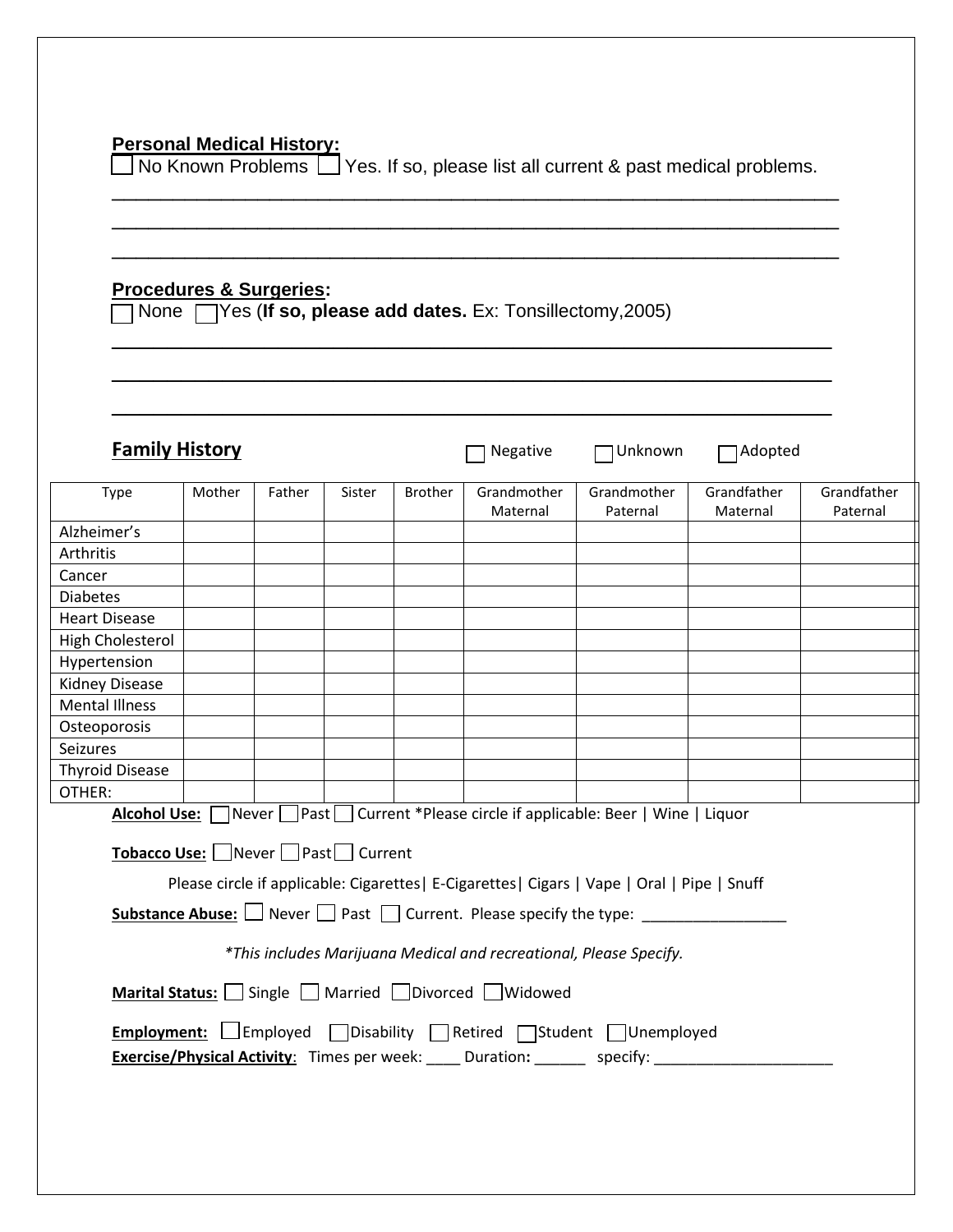**Personal Medical History:**

☐ No Known Problems ☐ Yes. If so, please list all current & past medical problems.

_______________________________________________________________________

_______________________________________________________________________

_______________________________________________________________________

**Procedures & Surgeries:**

☐ None ☐ Yes (**If so, please add dates.** Ex: Tonsillectomy,2005)

_______________________________________________________________________

_______________________________________________________________________

_______________________________________________________________________

**Family History** ☐ Negative ☐ Unknown ☐ Adopted

| Type | Mother | Father | Sister | Brother | Grandmother Maternal | Grandmother Paternal | Grandfather Maternal | Grandfather Paternal |
|---|---|---|---|---|---|---|---|---|
| Alzheimer's | | | | | | | | |
| Arthritis | | | | | | | | |
| Cancer | | | | | | | | |
| Diabetes | | | | | | | | |
| Heart Disease | | | | | | | | |
| High Cholesterol | | | | | | | | |
| Hypertension | | | | | | | | |
| Kidney Disease | | | | | | | | |
| Mental Illness | | | | | | | | |
| Osteoporosis | | | | | | | | |
| Seizures | | | | | | | | |
| Thyroid Disease | | | | | | | | |
| OTHER: | | | | | | | | |

**Alcohol Use:** ☐ Never ☐ Past ☐ Current *Please circle if applicable: Beer | Wine | Liquor

**Tobacco Use:** ☐ Never ☐ Past ☐ Current

Please circle if applicable: Cigarettes| E-Cigarettes| Cigars | Vape | Oral | Pipe | Snuff

**Substance Abuse:** ☐ Never ☐ Past ☐ Current. Please specify the type: _________________

*\*This includes Marijuana Medical and recreational, Please Specify.*

**Marital Status:** ☐ Single ☐ Married ☐ Divorced ☐ Widowed

**Employment:** ☐ Employed ☐ Disability ☐ Retired ☐ Student ☐ Unemployed

**Exercise/Physical Activity**: Times per week: ____ Duration: ______ specify: _____________________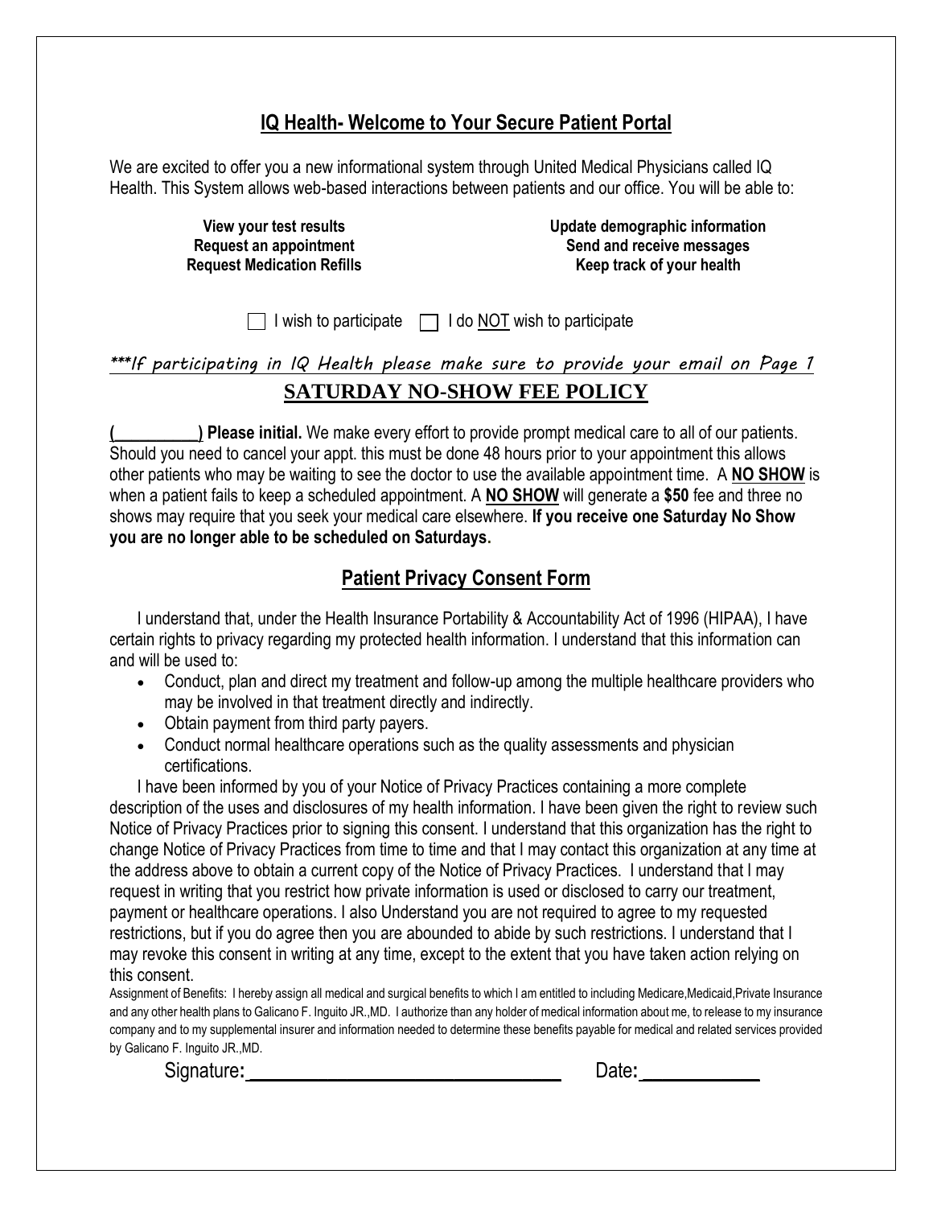## IQ Health- Welcome to Your Secure Patient Portal

We are excited to offer you a new informational system through United Medical Physicians called IQ Health. This System allows web-based interactions between patients and our office. You will be able to:

**View your test results**
**Request an appointment**
**Request Medication Refills**
**Update demographic information**
**Send and receive messages**
**Keep track of your health**

☐ I wish to participate ☐ I do NOT wish to participate

*\*\*\*If participating in IQ Health please make sure to provide your email on Page 1*

## SATURDAY NO-SHOW FEE POLICY

**(__________) Please initial.** We make every effort to provide prompt medical care to all of our patients. Should you need to cancel your appt. this must be done 48 hours prior to your appointment this allows other patients who may be waiting to see the doctor to use the available appointment time. A **NO SHOW** is when a patient fails to keep a scheduled appointment. A **NO SHOW** will generate a **$50** fee and three no shows may require that you seek your medical care elsewhere. **If you receive one Saturday No Show you are no longer able to be scheduled on Saturdays.**

## Patient Privacy Consent Form

I understand that, under the Health Insurance Portability & Accountability Act of 1996 (HIPAA), I have certain rights to privacy regarding my protected health information. I understand that this information can and will be used to:

- Conduct, plan and direct my treatment and follow-up among the multiple healthcare providers who may be involved in that treatment directly and indirectly.
- Obtain payment from third party payers.
- Conduct normal healthcare operations such as the quality assessments and physician certifications.

I have been informed by you of your Notice of Privacy Practices containing a more complete description of the uses and disclosures of my health information. I have been given the right to review such Notice of Privacy Practices prior to signing this consent. I understand that this organization has the right to change Notice of Privacy Practices from time to time and that I may contact this organization at any time at the address above to obtain a current copy of the Notice of Privacy Practices. I understand that I may request in writing that you restrict how private information is used or disclosed to carry our treatment, payment or healthcare operations. I also Understand you are not required to agree to my requested restrictions, but if you do agree then you are abounded to abide by such restrictions. I understand that I may revoke this consent in writing at any time, except to the extent that you have taken action relying on this consent.

Assignment of Benefits: I hereby assign all medical and surgical benefits to which I am entitled to including Medicare,Medicaid,Private Insurance and any other health plans to Galicano F. Inguito JR.,MD. I authorize than any holder of medical information about me, to release to my insurance company and to my supplemental insurer and information needed to determine these benefits payable for medical and related services provided by Galicano F. Inguito JR.,MD.

Signature:______________________________ Date:____________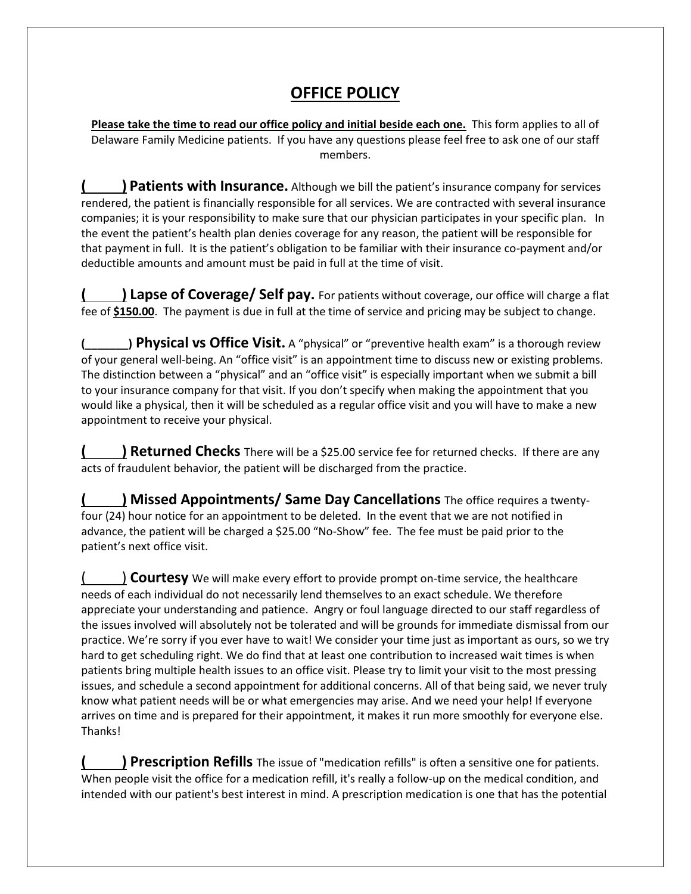# OFFICE POLICY

**Please take the time to read our office policy and initial beside each one.** This form applies to all of Delaware Family Medicine patients. If you have any questions please feel free to ask one of our staff members.

**(_____) Patients with Insurance.** Although we bill the patient's insurance company for services rendered, the patient is financially responsible for all services. We are contracted with several insurance companies; it is your responsibility to make sure that our physician participates in your specific plan. In the event the patient's health plan denies coverage for any reason, the patient will be responsible for that payment in full. It is the patient's obligation to be familiar with their insurance co-payment and/or deductible amounts and amount must be paid in full at the time of visit.

**(_____) Lapse of Coverage/ Self pay.** For patients without coverage, our office will charge a flat fee of **$150.00**. The payment is due in full at the time of service and pricing may be subject to change.

**(_______) Physical vs Office Visit.** A "physical" or "preventive health exam" is a thorough review of your general well-being. An "office visit" is an appointment time to discuss new or existing problems. The distinction between a "physical" and an "office visit" is especially important when we submit a bill to your insurance company for that visit. If you don't specify when making the appointment that you would like a physical, then it will be scheduled as a regular office visit and you will have to make a new appointment to receive your physical.

**(_____) Returned Checks** There will be a $25.00 service fee for returned checks. If there are any acts of fraudulent behavior, the patient will be discharged from the practice.

**(_____) Missed Appointments/ Same Day Cancellations** The office requires a twenty-four (24) hour notice for an appointment to be deleted. In the event that we are not notified in advance, the patient will be charged a $25.00 "No-Show" fee. The fee must be paid prior to the patient's next office visit.

(_____) **Courtesy** We will make every effort to provide prompt on-time service, the healthcare needs of each individual do not necessarily lend themselves to an exact schedule. We therefore appreciate your understanding and patience. Angry or foul language directed to our staff regardless of the issues involved will absolutely not be tolerated and will be grounds for immediate dismissal from our practice. We're sorry if you ever have to wait! We consider your time just as important as ours, so we try hard to get scheduling right. We do find that at least one contribution to increased wait times is when patients bring multiple health issues to an office visit. Please try to limit your visit to the most pressing issues, and schedule a second appointment for additional concerns. All of that being said, we never truly know what patient needs will be or what emergencies may arise. And we need your help! If everyone arrives on time and is prepared for their appointment, it makes it run more smoothly for everyone else. Thanks!

**(_____) Prescription Refills** The issue of "medication refills" is often a sensitive one for patients. When people visit the office for a medication refill, it's really a follow-up on the medical condition, and intended with our patient's best interest in mind. A prescription medication is one that has the potential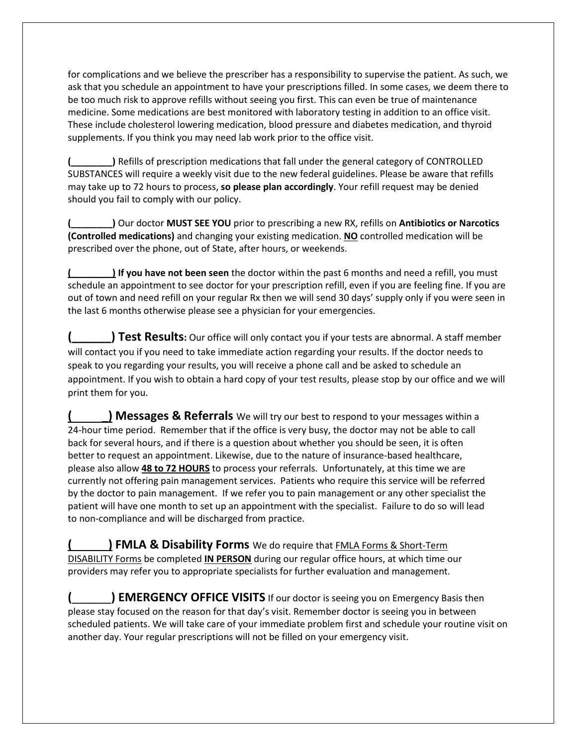for complications and we believe the prescriber has a responsibility to supervise the patient. As such, we ask that you schedule an appointment to have your prescriptions filled. In some cases, we deem there to be too much risk to approve refills without seeing you first. This can even be true of maintenance medicine. Some medications are best monitored with laboratory testing in addition to an office visit. These include cholesterol lowering medication, blood pressure and diabetes medication, and thyroid supplements. If you think you may need lab work prior to the office visit.

**(________)** Refills of prescription medications that fall under the general category of CONTROLLED SUBSTANCES will require a weekly visit due to the new federal guidelines. Please be aware that refills may take up to 72 hours to process, **so please plan accordingly**. Your refill request may be denied should you fail to comply with our policy.

**(________)** Our doctor **MUST SEE YOU** prior to prescribing a new RX, refills on **Antibiotics or Narcotics (Controlled medications)** and changing your existing medication. **NO** controlled medication will be prescribed over the phone, out of State, after hours, or weekends.

**(________) If you have not been seen** the doctor within the past 6 months and need a refill, you must schedule an appointment to see doctor for your prescription refill, even if you are feeling fine. If you are out of town and need refill on your regular Rx then we will send 30 days' supply only if you were seen in the last 6 months otherwise please see a physician for your emergencies.

**(______) Test Results:** Our office will only contact you if your tests are abnormal. A staff member will contact you if you need to take immediate action regarding your results. If the doctor needs to speak to you regarding your results, you will receive a phone call and be asked to schedule an appointment. If you wish to obtain a hard copy of your test results, please stop by our office and we will print them for you.

**(______) Messages & Referrals** We will try our best to respond to your messages within a 24-hour time period. Remember that if the office is very busy, the doctor may not be able to call back for several hours, and if there is a question about whether you should be seen, it is often better to request an appointment. Likewise, due to the nature of insurance-based healthcare, please also allow **48 to 72 HOURS** to process your referrals. Unfortunately, at this time we are currently not offering pain management services. Patients who require this service will be referred by the doctor to pain management. If we refer you to pain management or any other specialist the patient will have one month to set up an appointment with the specialist. Failure to do so will lead to non-compliance and will be discharged from practice.

**(______) FMLA & Disability Forms** We do require that FMLA Forms & Short-Term DISABILITY Forms be completed **IN PERSON** during our regular office hours, at which time our providers may refer you to appropriate specialists for further evaluation and management.

**(______) EMERGENCY OFFICE VISITS** If our doctor is seeing you on Emergency Basis then please stay focused on the reason for that day's visit. Remember doctor is seeing you in between scheduled patients. We will take care of your immediate problem first and schedule your routine visit on another day. Your regular prescriptions will not be filled on your emergency visit.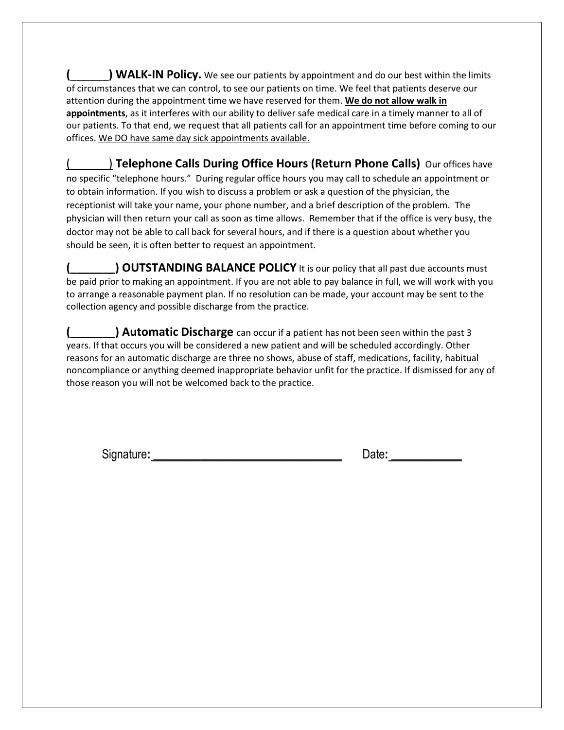**(\_\_\_\_\_\_) WALK-IN Policy.** We see our patients by appointment and do our best within the limits of circumstances that we can control, to see our patients on time. We feel that patients deserve our attention during the appointment time we have reserved for them. **<u>We do not allow walk in appointments</u>**, as it interferes with our ability to deliver safe medical care in a timely manner to all of our patients. To that end, we request that all patients call for an appointment time before coming to our offices. <u>We DO have same day sick appointments available.</u>

(\_\_\_\_\_\_) **Telephone Calls During Office Hours (Return Phone Calls)** Our offices have no specific "telephone hours." During regular office hours you may call to schedule an appointment or to obtain information. If you wish to discuss a problem or ask a question of the physician, the receptionist will take your name, your phone number, and a brief description of the problem. The physician will then return your call as soon as time allows. Remember that if the office is very busy, the doctor may not be able to call back for several hours, and if there is a question about whether you should be seen, it is often better to request an appointment.

**(\_\_\_\_\_\_\_) OUTSTANDING BALANCE POLICY** It is our policy that all past due accounts must be paid prior to making an appointment. If you are not able to pay balance in full, we will work with you to arrange a reasonable payment plan. If no resolution can be made, your account may be sent to the collection agency and possible discharge from the practice.

**(\_\_\_\_\_\_\_) Automatic Discharge** can occur if a patient has not been seen within the past 3 years. If that occurs you will be considered a new patient and will be scheduled accordingly. Other reasons for an automatic discharge are three no shows, abuse of staff, medications, facility, habitual noncompliance or anything deemed inappropriate behavior unfit for the practice. If dismissed for any of those reason you will not be welcomed back to the practice.

Signature: \_\_\_\_\_\_\_\_\_\_\_\_\_\_\_\_\_\_\_\_\_\_\_\_\_\_\_\_\_\_\_\_ Date: \_\_\_\_\_\_\_\_\_\_\_\_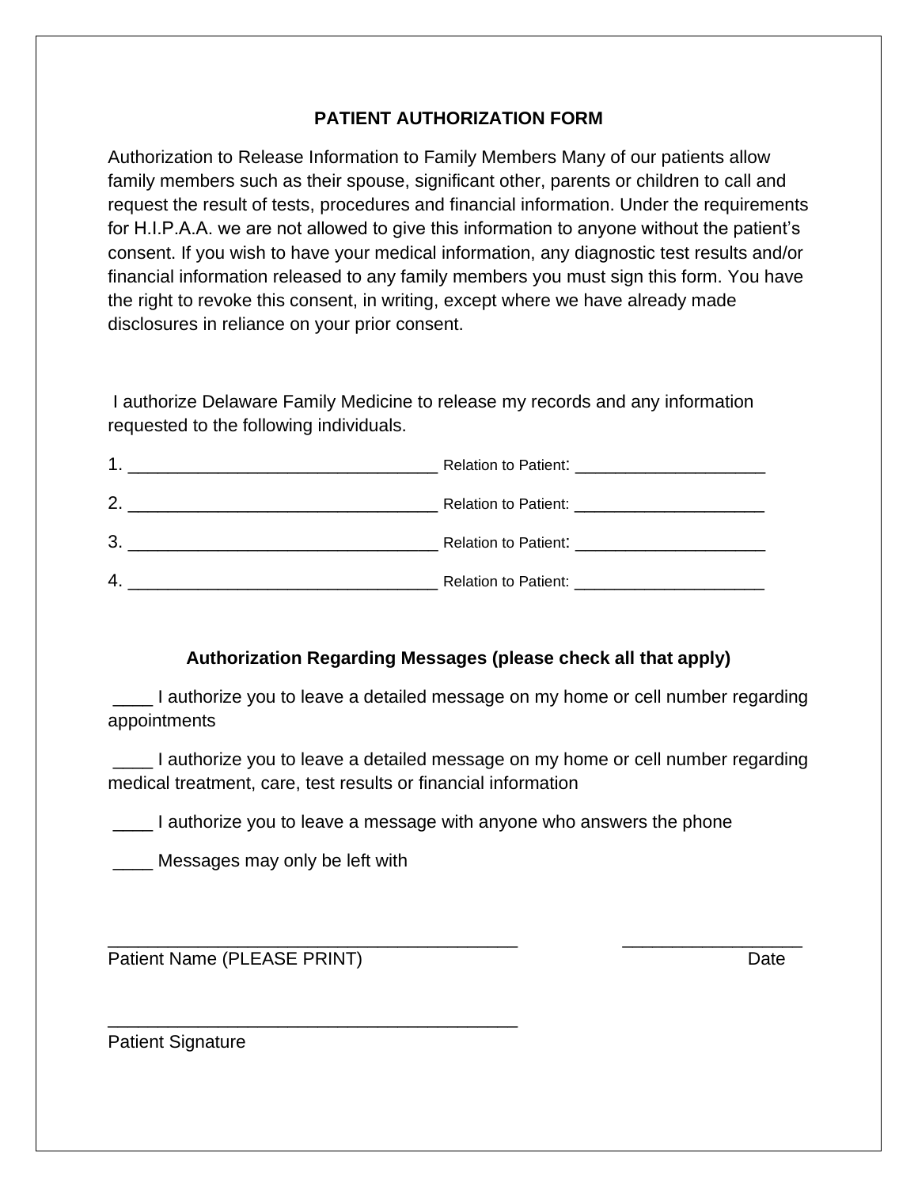## PATIENT AUTHORIZATION FORM

Authorization to Release Information to Family Members Many of our patients allow family members such as their spouse, significant other, parents or children to call and request the result of tests, procedures and financial information. Under the requirements for H.I.P.A.A. we are not allowed to give this information to anyone without the patient's consent. If you wish to have your medical information, any diagnostic test results and/or financial information released to any family members you must sign this form. You have the right to revoke this consent, in writing, except where we have already made disclosures in reliance on your prior consent.

I authorize Delaware Family Medicine to release my records and any information requested to the following individuals.

1. ________________________________ Relation to Patient: ____________________

2. ________________________________ Relation to Patient: ____________________

3. ________________________________ Relation to Patient: ____________________

4. ________________________________ Relation to Patient: ____________________

### Authorization Regarding Messages (please check all that apply)

____ I authorize you to leave a detailed message on my home or cell number regarding appointments

____ I authorize you to leave a detailed message on my home or cell number regarding medical treatment, care, test results or financial information

____ I authorize you to leave a message with anyone who answers the phone

____ Messages may only be left with

__________________________________________ __________________

Patient Name (PLEASE PRINT) Date

__________________________________________

Patient Signature